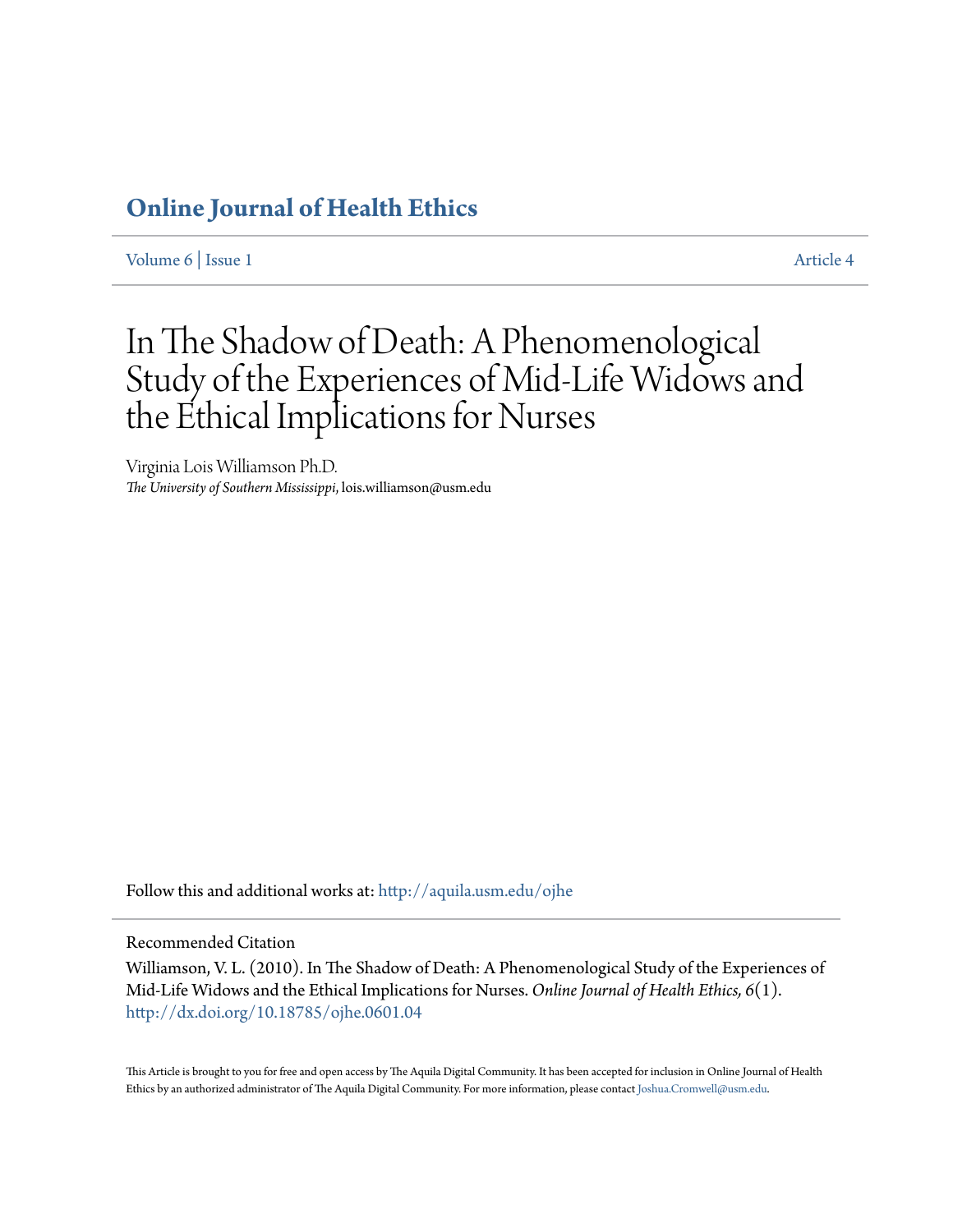# Online Journal of Health Ethics

Volume 6 | Issue 1 Article 4

# In The Shadow of Death: A Phenomenological Study of the Experiences of Mid-Life Widows and the Ethical Implications for Nurses

Virginia Lois Williamson Ph.D.
*The University of Southern Mississippi*, lois.williamson@usm.edu

Follow this and additional works at: http://aquila.usm.edu/ojhe

Recommended Citation

Williamson, V. L. (2010). In The Shadow of Death: A Phenomenological Study of the Experiences of Mid-Life Widows and the Ethical Implications for Nurses. *Online Journal of Health Ethics, 6*(1). http://dx.doi.org/10.18785/ojhe.0601.04

This Article is brought to you for free and open access by The Aquila Digital Community. It has been accepted for inclusion in Online Journal of Health Ethics by an authorized administrator of The Aquila Digital Community. For more information, please contact Joshua.Cromwell@usm.edu.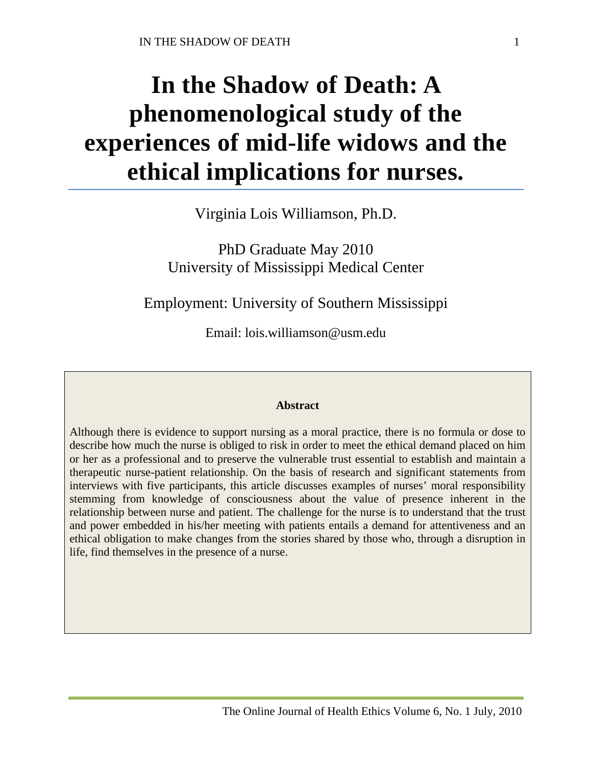# In the Shadow of Death: A phenomenological study of the experiences of mid-life widows and the ethical implications for nurses.

Virginia Lois Williamson, Ph.D.

PhD Graduate May 2010
University of Mississippi Medical Center

Employment: University of Southern Mississippi

Email: lois.williamson@usm.edu

**Abstract**

Although there is evidence to support nursing as a moral practice, there is no formula or dose to describe how much the nurse is obliged to risk in order to meet the ethical demand placed on him or her as a professional and to preserve the vulnerable trust essential to establish and maintain a therapeutic nurse-patient relationship. On the basis of research and significant statements from interviews with five participants, this article discusses examples of nurses' moral responsibility stemming from knowledge of consciousness about the value of presence inherent in the relationship between nurse and patient. The challenge for the nurse is to understand that the trust and power embedded in his/her meeting with patients entails a demand for attentiveness and an ethical obligation to make changes from the stories shared by those who, through a disruption in life, find themselves in the presence of a nurse.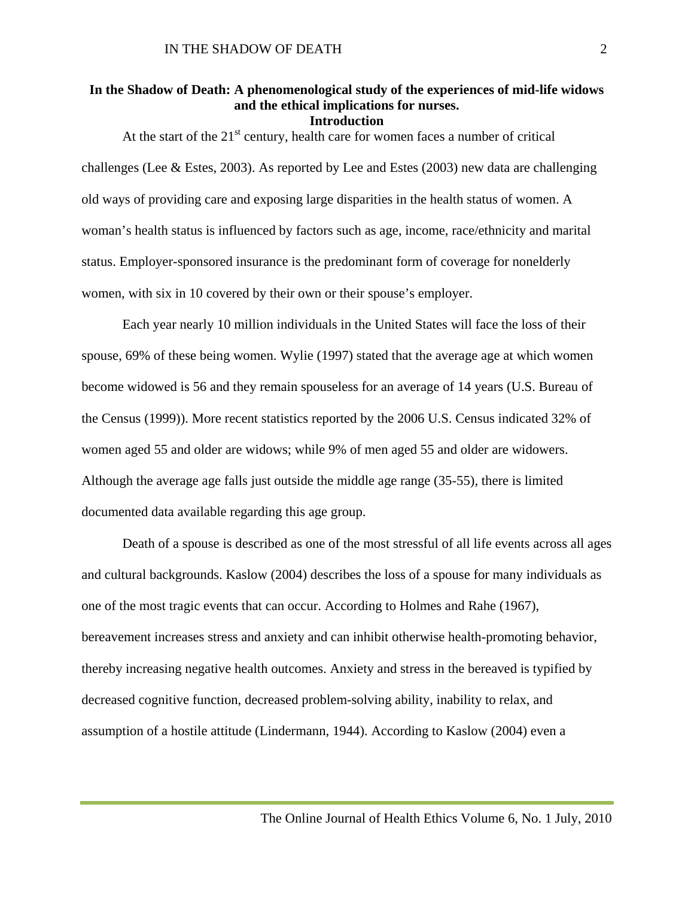**In the Shadow of Death: A phenomenological study of the experiences of mid-life widows and the ethical implications for nurses.**

## Introduction

At the start of the 21st century, health care for women faces a number of critical challenges (Lee & Estes, 2003). As reported by Lee and Estes (2003) new data are challenging old ways of providing care and exposing large disparities in the health status of women. A woman's health status is influenced by factors such as age, income, race/ethnicity and marital status. Employer-sponsored insurance is the predominant form of coverage for nonelderly women, with six in 10 covered by their own or their spouse's employer.

Each year nearly 10 million individuals in the United States will face the loss of their spouse, 69% of these being women. Wylie (1997) stated that the average age at which women become widowed is 56 and they remain spouseless for an average of 14 years (U.S. Bureau of the Census (1999)). More recent statistics reported by the 2006 U.S. Census indicated 32% of women aged 55 and older are widows; while 9% of men aged 55 and older are widowers. Although the average age falls just outside the middle age range (35-55), there is limited documented data available regarding this age group.

Death of a spouse is described as one of the most stressful of all life events across all ages and cultural backgrounds. Kaslow (2004) describes the loss of a spouse for many individuals as one of the most tragic events that can occur. According to Holmes and Rahe (1967), bereavement increases stress and anxiety and can inhibit otherwise health-promoting behavior, thereby increasing negative health outcomes. Anxiety and stress in the bereaved is typified by decreased cognitive function, decreased problem-solving ability, inability to relax, and assumption of a hostile attitude (Lindermann, 1944). According to Kaslow (2004) even a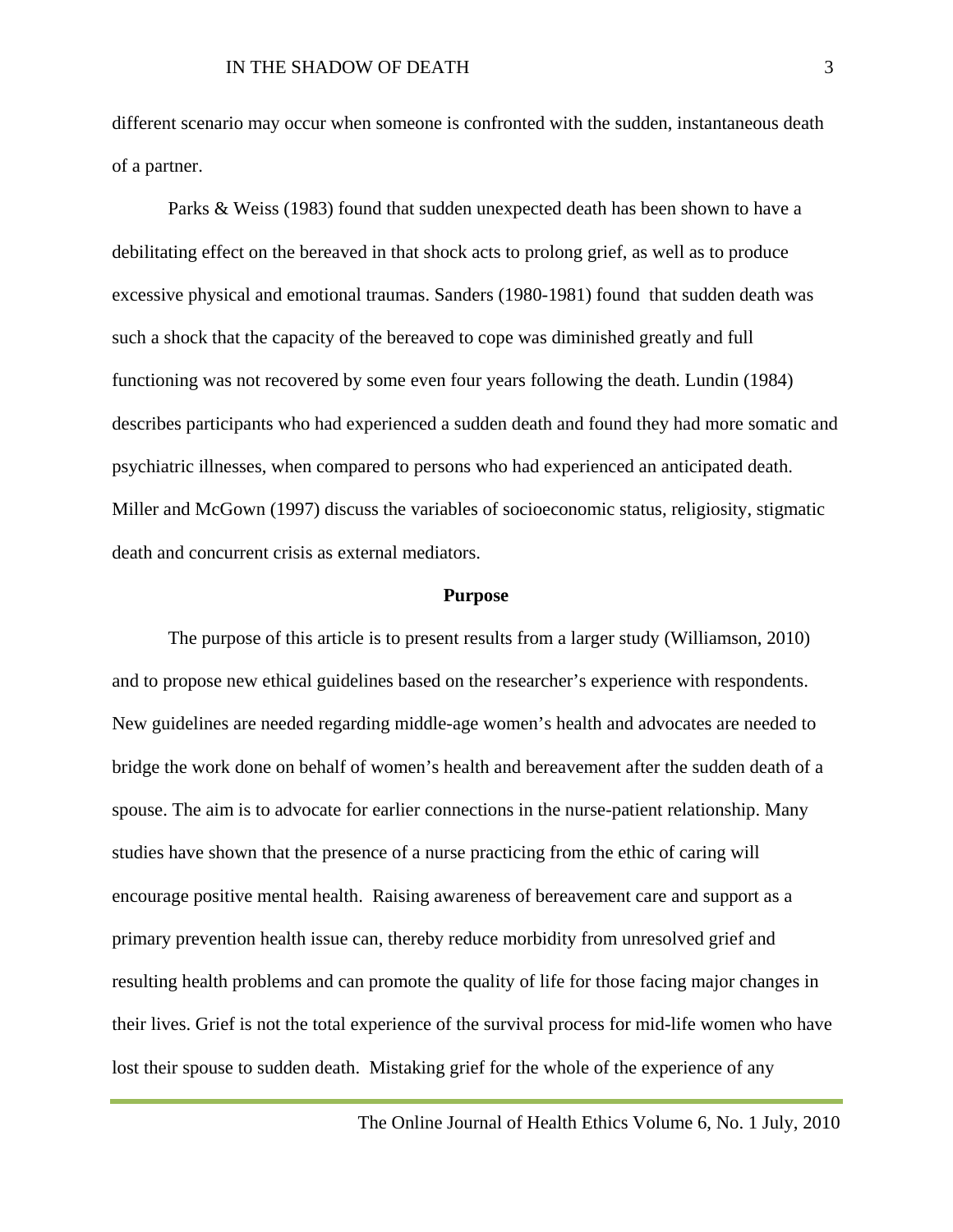different scenario may occur when someone is confronted with the sudden, instantaneous death of a partner.

Parks & Weiss (1983) found that sudden unexpected death has been shown to have a debilitating effect on the bereaved in that shock acts to prolong grief, as well as to produce excessive physical and emotional traumas. Sanders (1980-1981) found that sudden death was such a shock that the capacity of the bereaved to cope was diminished greatly and full functioning was not recovered by some even four years following the death. Lundin (1984) describes participants who had experienced a sudden death and found they had more somatic and psychiatric illnesses, when compared to persons who had experienced an anticipated death. Miller and McGown (1997) discuss the variables of socioeconomic status, religiosity, stigmatic death and concurrent crisis as external mediators.

## Purpose

The purpose of this article is to present results from a larger study (Williamson, 2010) and to propose new ethical guidelines based on the researcher's experience with respondents. New guidelines are needed regarding middle-age women's health and advocates are needed to bridge the work done on behalf of women's health and bereavement after the sudden death of a spouse. The aim is to advocate for earlier connections in the nurse-patient relationship. Many studies have shown that the presence of a nurse practicing from the ethic of caring will encourage positive mental health. Raising awareness of bereavement care and support as a primary prevention health issue can, thereby reduce morbidity from unresolved grief and resulting health problems and can promote the quality of life for those facing major changes in their lives. Grief is not the total experience of the survival process for mid-life women who have lost their spouse to sudden death. Mistaking grief for the whole of the experience of any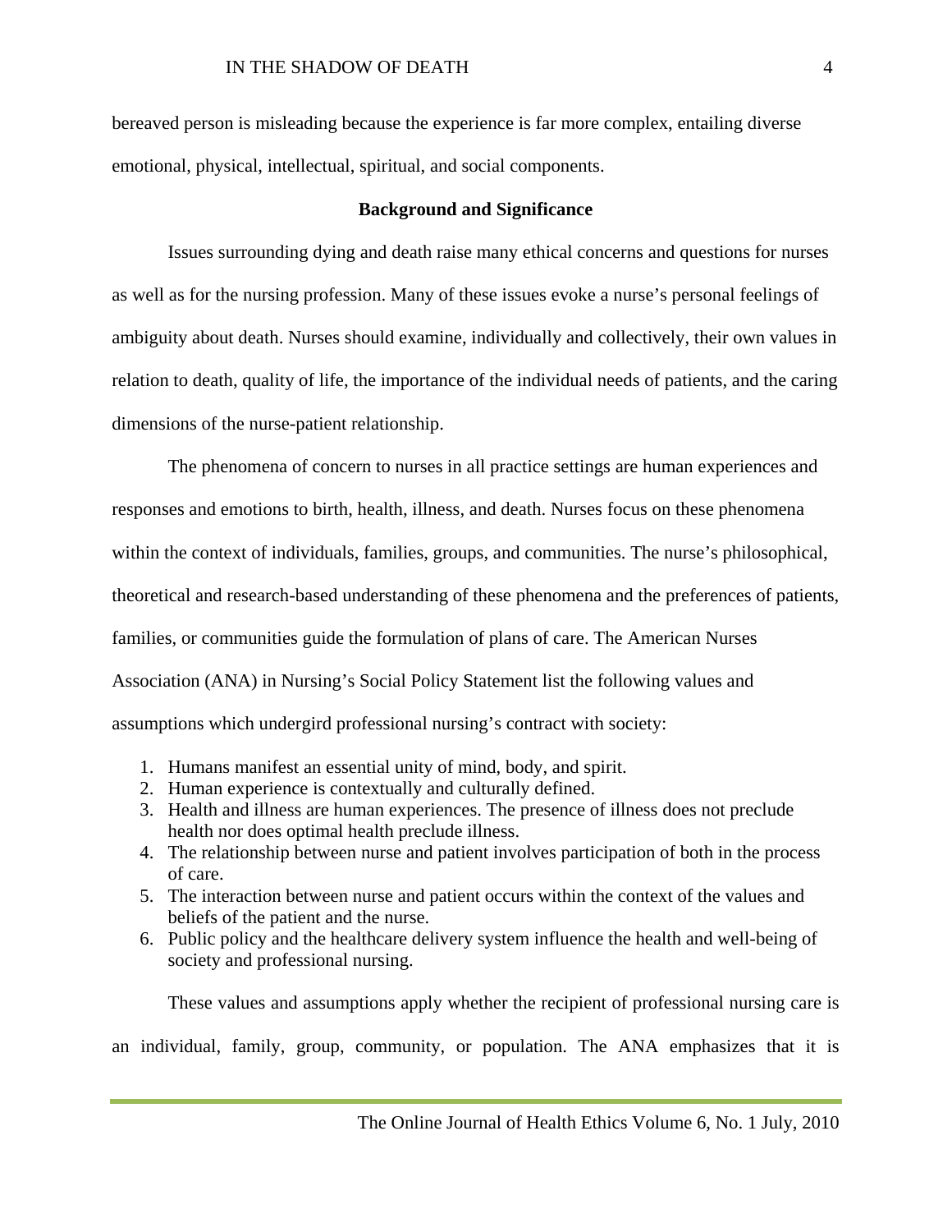bereaved person is misleading because the experience is far more complex, entailing diverse emotional, physical, intellectual, spiritual, and social components.

## Background and Significance

Issues surrounding dying and death raise many ethical concerns and questions for nurses as well as for the nursing profession. Many of these issues evoke a nurse's personal feelings of ambiguity about death. Nurses should examine, individually and collectively, their own values in relation to death, quality of life, the importance of the individual needs of patients, and the caring dimensions of the nurse-patient relationship.

The phenomena of concern to nurses in all practice settings are human experiences and responses and emotions to birth, health, illness, and death. Nurses focus on these phenomena within the context of individuals, families, groups, and communities. The nurse's philosophical, theoretical and research-based understanding of these phenomena and the preferences of patients, families, or communities guide the formulation of plans of care. The American Nurses Association (ANA) in Nursing's Social Policy Statement list the following values and assumptions which undergird professional nursing's contract with society:

1. Humans manifest an essential unity of mind, body, and spirit.
2. Human experience is contextually and culturally defined.
3. Health and illness are human experiences. The presence of illness does not preclude health nor does optimal health preclude illness.
4. The relationship between nurse and patient involves participation of both in the process of care.
5. The interaction between nurse and patient occurs within the context of the values and beliefs of the patient and the nurse.
6. Public policy and the healthcare delivery system influence the health and well-being of society and professional nursing.

These values and assumptions apply whether the recipient of professional nursing care is an individual, family, group, community, or population. The ANA emphasizes that it is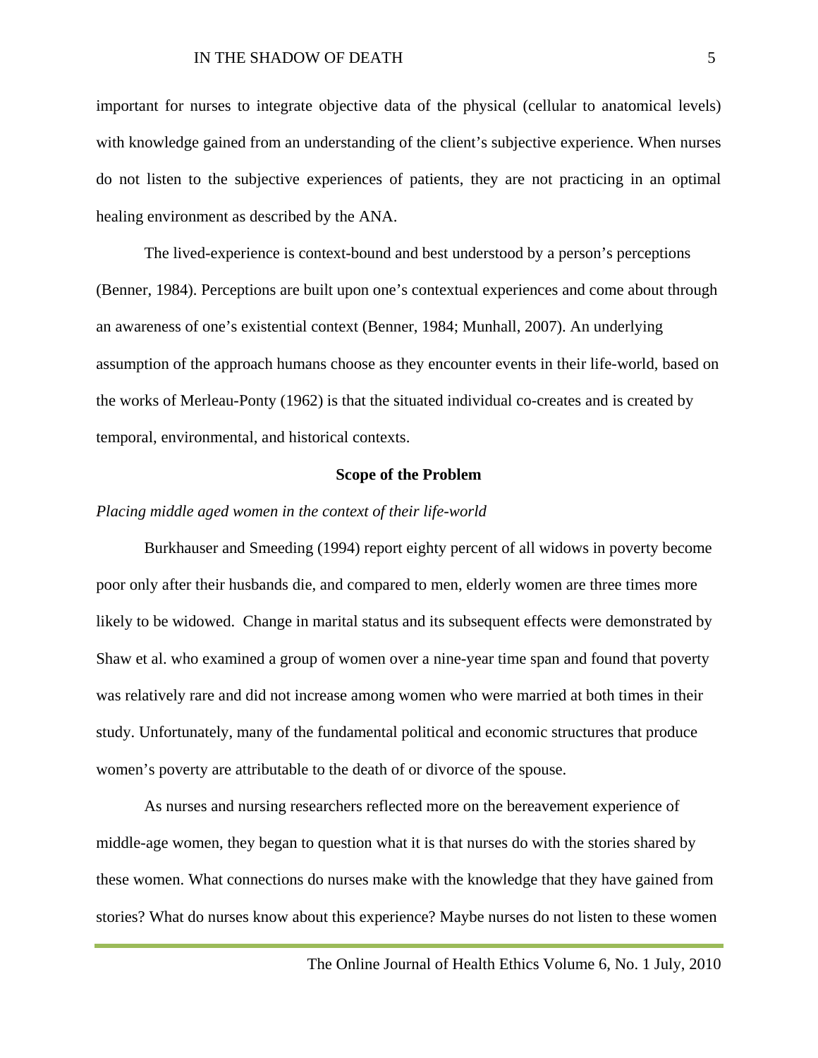important for nurses to integrate objective data of the physical (cellular to anatomical levels) with knowledge gained from an understanding of the client's subjective experience. When nurses do not listen to the subjective experiences of patients, they are not practicing in an optimal healing environment as described by the ANA.

The lived-experience is context-bound and best understood by a person's perceptions (Benner, 1984). Perceptions are built upon one's contextual experiences and come about through an awareness of one's existential context (Benner, 1984; Munhall, 2007). An underlying assumption of the approach humans choose as they encounter events in their life-world, based on the works of Merleau-Ponty (1962) is that the situated individual co-creates and is created by temporal, environmental, and historical contexts.

## Scope of the Problem

*Placing middle aged women in the context of their life-world*

Burkhauser and Smeeding (1994) report eighty percent of all widows in poverty become poor only after their husbands die, and compared to men, elderly women are three times more likely to be widowed. Change in marital status and its subsequent effects were demonstrated by Shaw et al. who examined a group of women over a nine-year time span and found that poverty was relatively rare and did not increase among women who were married at both times in their study. Unfortunately, many of the fundamental political and economic structures that produce women's poverty are attributable to the death of or divorce of the spouse.

As nurses and nursing researchers reflected more on the bereavement experience of middle-age women, they began to question what it is that nurses do with the stories shared by these women. What connections do nurses make with the knowledge that they have gained from stories? What do nurses know about this experience? Maybe nurses do not listen to these women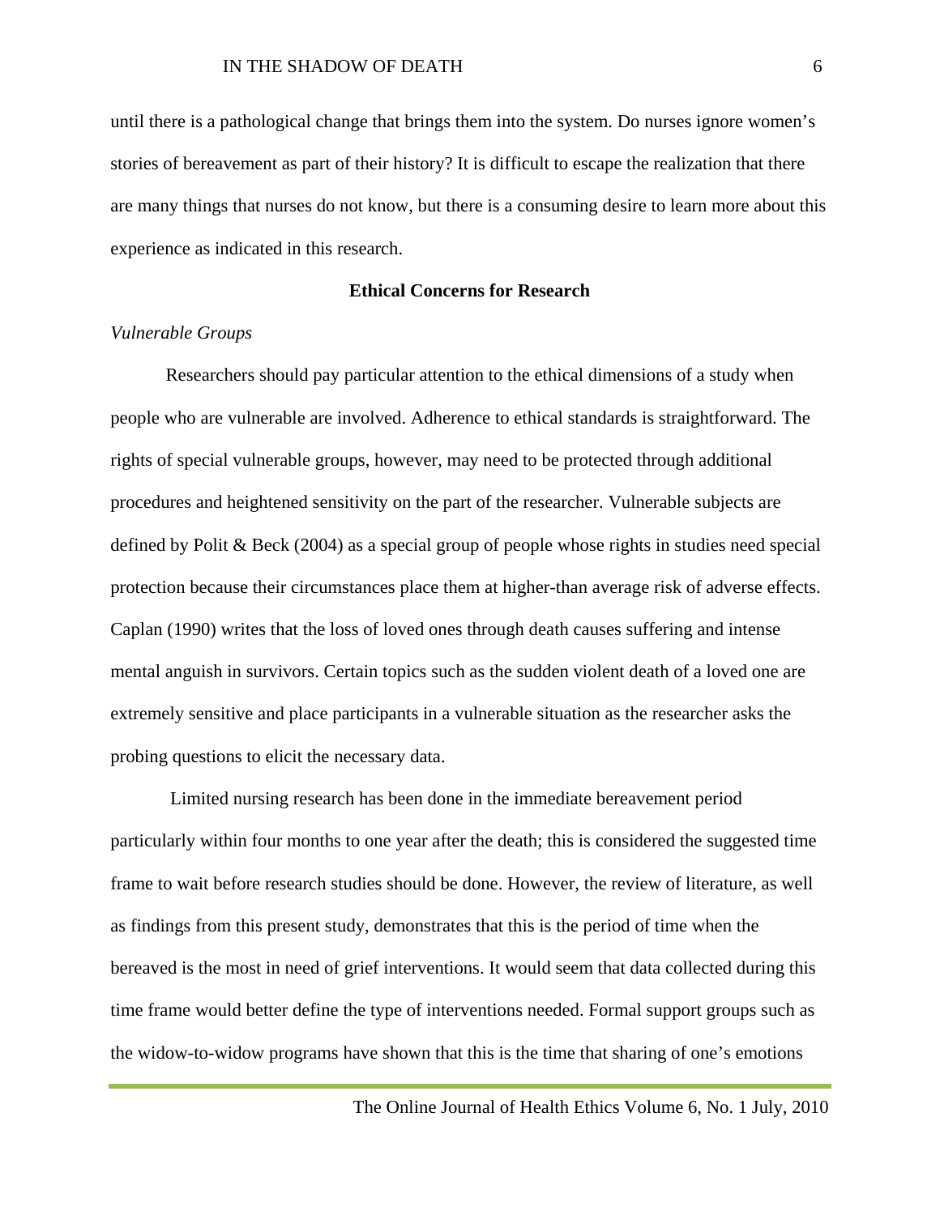until there is a pathological change that brings them into the system. Do nurses ignore women's stories of bereavement as part of their history? It is difficult to escape the realization that there are many things that nurses do not know, but there is a consuming desire to learn more about this experience as indicated in this research.

## Ethical Concerns for Research

### *Vulnerable Groups*

Researchers should pay particular attention to the ethical dimensions of a study when people who are vulnerable are involved. Adherence to ethical standards is straightforward. The rights of special vulnerable groups, however, may need to be protected through additional procedures and heightened sensitivity on the part of the researcher. Vulnerable subjects are defined by Polit & Beck (2004) as a special group of people whose rights in studies need special protection because their circumstances place them at higher-than average risk of adverse effects. Caplan (1990) writes that the loss of loved ones through death causes suffering and intense mental anguish in survivors. Certain topics such as the sudden violent death of a loved one are extremely sensitive and place participants in a vulnerable situation as the researcher asks the probing questions to elicit the necessary data.

Limited nursing research has been done in the immediate bereavement period particularly within four months to one year after the death; this is considered the suggested time frame to wait before research studies should be done. However, the review of literature, as well as findings from this present study, demonstrates that this is the period of time when the bereaved is the most in need of grief interventions. It would seem that data collected during this time frame would better define the type of interventions needed. Formal support groups such as the widow-to-widow programs have shown that this is the time that sharing of one's emotions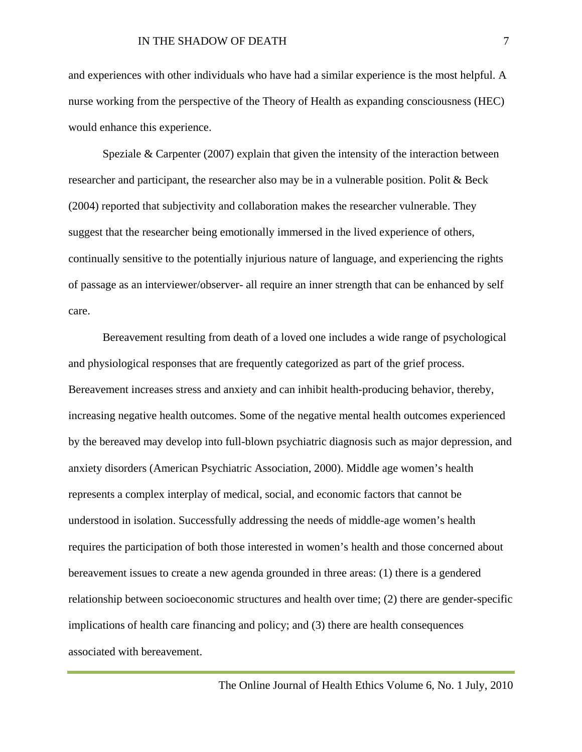and experiences with other individuals who have had a similar experience is the most helpful. A nurse working from the perspective of the Theory of Health as expanding consciousness (HEC) would enhance this experience.

Speziale & Carpenter (2007) explain that given the intensity of the interaction between researcher and participant, the researcher also may be in a vulnerable position. Polit & Beck (2004) reported that subjectivity and collaboration makes the researcher vulnerable. They suggest that the researcher being emotionally immersed in the lived experience of others, continually sensitive to the potentially injurious nature of language, and experiencing the rights of passage as an interviewer/observer- all require an inner strength that can be enhanced by self care.

Bereavement resulting from death of a loved one includes a wide range of psychological and physiological responses that are frequently categorized as part of the grief process. Bereavement increases stress and anxiety and can inhibit health-producing behavior, thereby, increasing negative health outcomes. Some of the negative mental health outcomes experienced by the bereaved may develop into full-blown psychiatric diagnosis such as major depression, and anxiety disorders (American Psychiatric Association, 2000). Middle age women's health represents a complex interplay of medical, social, and economic factors that cannot be understood in isolation. Successfully addressing the needs of middle-age women's health requires the participation of both those interested in women's health and those concerned about bereavement issues to create a new agenda grounded in three areas: (1) there is a gendered relationship between socioeconomic structures and health over time; (2) there are gender-specific implications of health care financing and policy; and (3) there are health consequences associated with bereavement.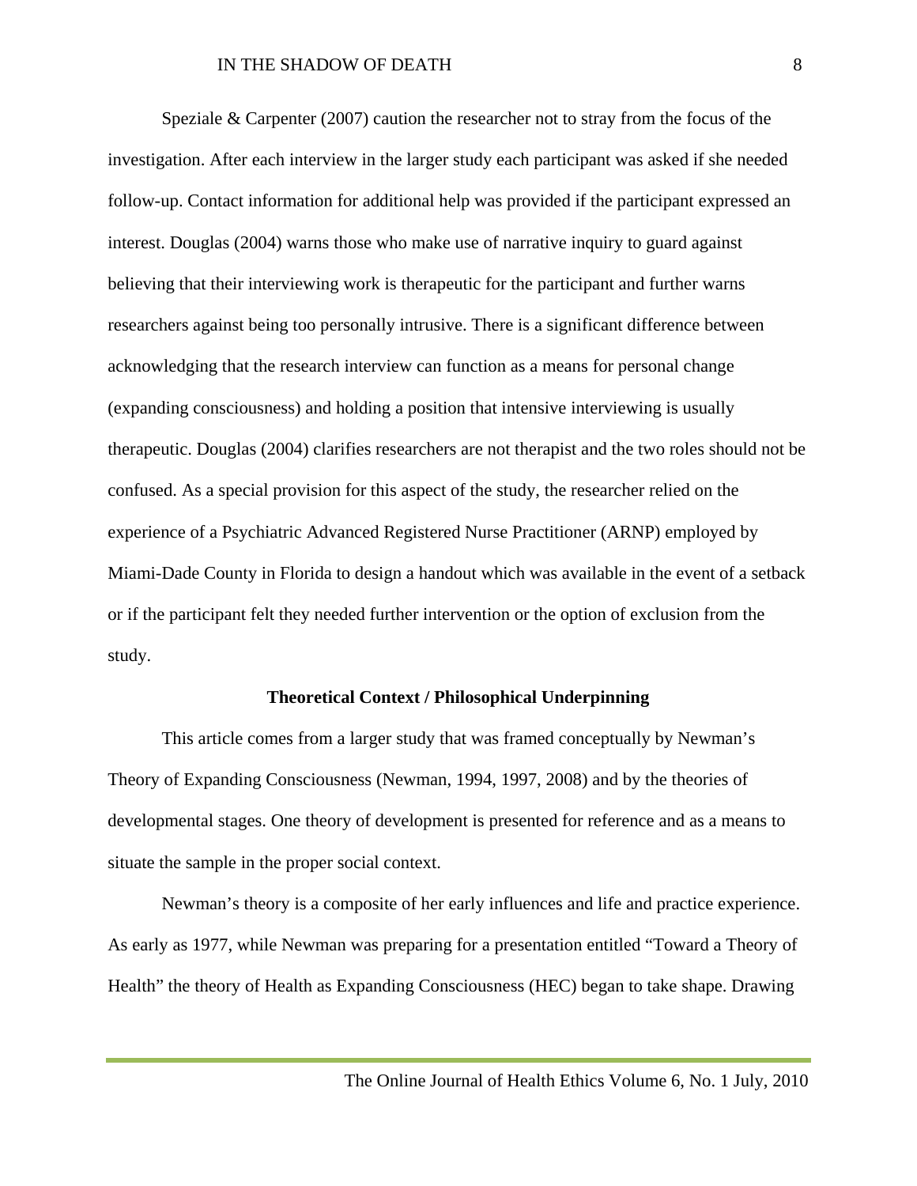Speziale & Carpenter (2007) caution the researcher not to stray from the focus of the investigation. After each interview in the larger study each participant was asked if she needed follow-up. Contact information for additional help was provided if the participant expressed an interest. Douglas (2004) warns those who make use of narrative inquiry to guard against believing that their interviewing work is therapeutic for the participant and further warns researchers against being too personally intrusive. There is a significant difference between acknowledging that the research interview can function as a means for personal change (expanding consciousness) and holding a position that intensive interviewing is usually therapeutic. Douglas (2004) clarifies researchers are not therapist and the two roles should not be confused. As a special provision for this aspect of the study, the researcher relied on the experience of a Psychiatric Advanced Registered Nurse Practitioner (ARNP) employed by Miami-Dade County in Florida to design a handout which was available in the event of a setback or if the participant felt they needed further intervention or the option of exclusion from the study.

## Theoretical Context / Philosophical Underpinning

This article comes from a larger study that was framed conceptually by Newman's Theory of Expanding Consciousness (Newman, 1994, 1997, 2008) and by the theories of developmental stages. One theory of development is presented for reference and as a means to situate the sample in the proper social context.

Newman's theory is a composite of her early influences and life and practice experience. As early as 1977, while Newman was preparing for a presentation entitled "Toward a Theory of Health" the theory of Health as Expanding Consciousness (HEC) began to take shape. Drawing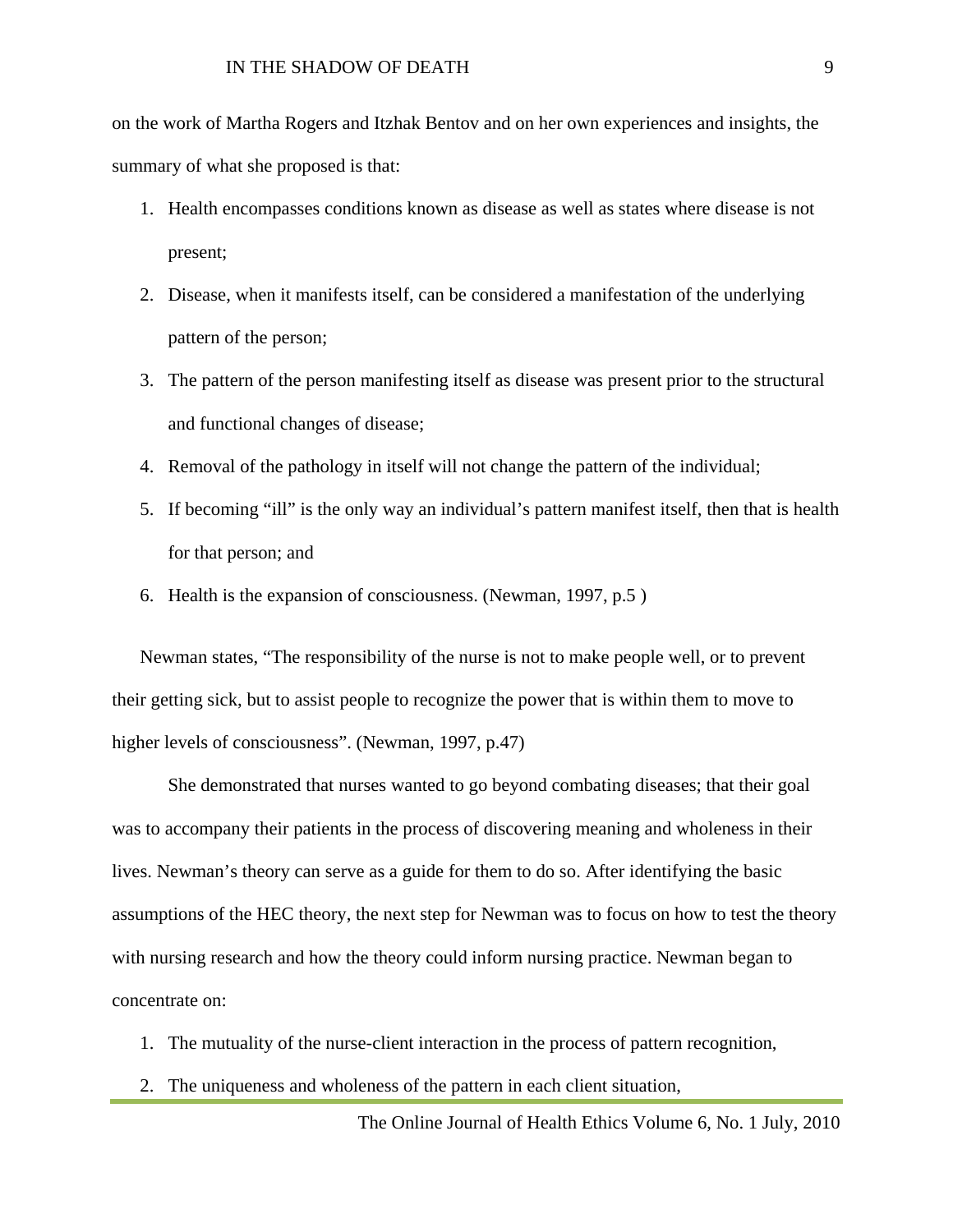on the work of Martha Rogers and Itzhak Bentov and on her own experiences and insights, the summary of what she proposed is that:

1. Health encompasses conditions known as disease as well as states where disease is not present;
2. Disease, when it manifests itself, can be considered a manifestation of the underlying pattern of the person;
3. The pattern of the person manifesting itself as disease was present prior to the structural and functional changes of disease;
4. Removal of the pathology in itself will not change the pattern of the individual;
5. If becoming "ill" is the only way an individual's pattern manifest itself, then that is health for that person; and
6. Health is the expansion of consciousness. (Newman, 1997, p.5 )

Newman states, "The responsibility of the nurse is not to make people well, or to prevent their getting sick, but to assist people to recognize the power that is within them to move to higher levels of consciousness". (Newman, 1997, p.47)

She demonstrated that nurses wanted to go beyond combating diseases; that their goal was to accompany their patients in the process of discovering meaning and wholeness in their lives. Newman's theory can serve as a guide for them to do so. After identifying the basic assumptions of the HEC theory, the next step for Newman was to focus on how to test the theory with nursing research and how the theory could inform nursing practice. Newman began to concentrate on:

1. The mutuality of the nurse-client interaction in the process of pattern recognition,
2. The uniqueness and wholeness of the pattern in each client situation,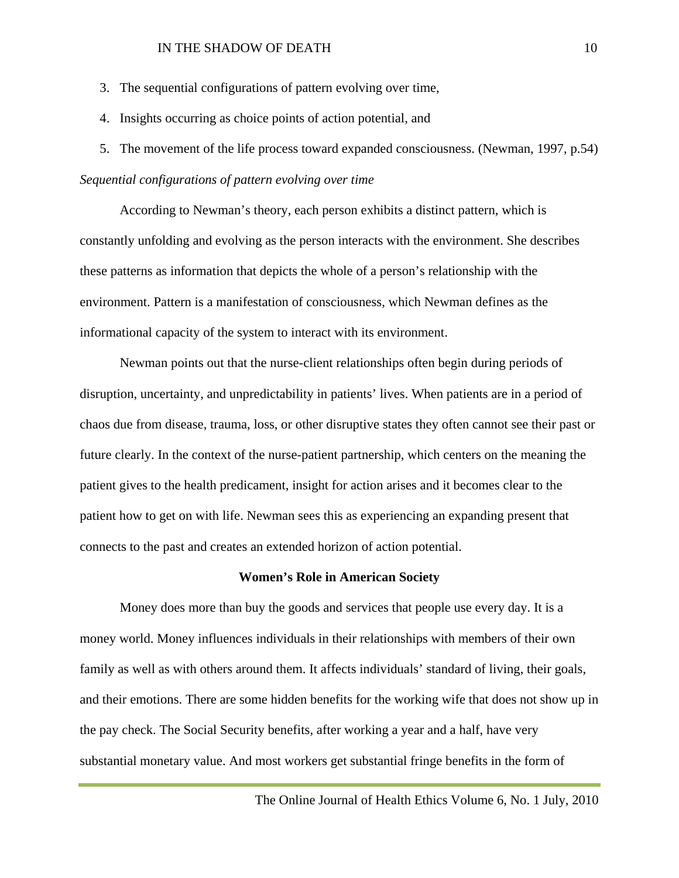3. The sequential configurations of pattern evolving over time,
4. Insights occurring as choice points of action potential, and
5. The movement of the life process toward expanded consciousness. (Newman, 1997, p.54)

*Sequential configurations of pattern evolving over time*

According to Newman's theory, each person exhibits a distinct pattern, which is constantly unfolding and evolving as the person interacts with the environment. She describes these patterns as information that depicts the whole of a person's relationship with the environment. Pattern is a manifestation of consciousness, which Newman defines as the informational capacity of the system to interact with its environment.

Newman points out that the nurse-client relationships often begin during periods of disruption, uncertainty, and unpredictability in patients' lives. When patients are in a period of chaos due from disease, trauma, loss, or other disruptive states they often cannot see their past or future clearly. In the context of the nurse-patient partnership, which centers on the meaning the patient gives to the health predicament, insight for action arises and it becomes clear to the patient how to get on with life. Newman sees this as experiencing an expanding present that connects to the past and creates an extended horizon of action potential.

## Women's Role in American Society

Money does more than buy the goods and services that people use every day. It is a money world. Money influences individuals in their relationships with members of their own family as well as with others around them. It affects individuals' standard of living, their goals, and their emotions. There are some hidden benefits for the working wife that does not show up in the pay check. The Social Security benefits, after working a year and a half, have very substantial monetary value. And most workers get substantial fringe benefits in the form of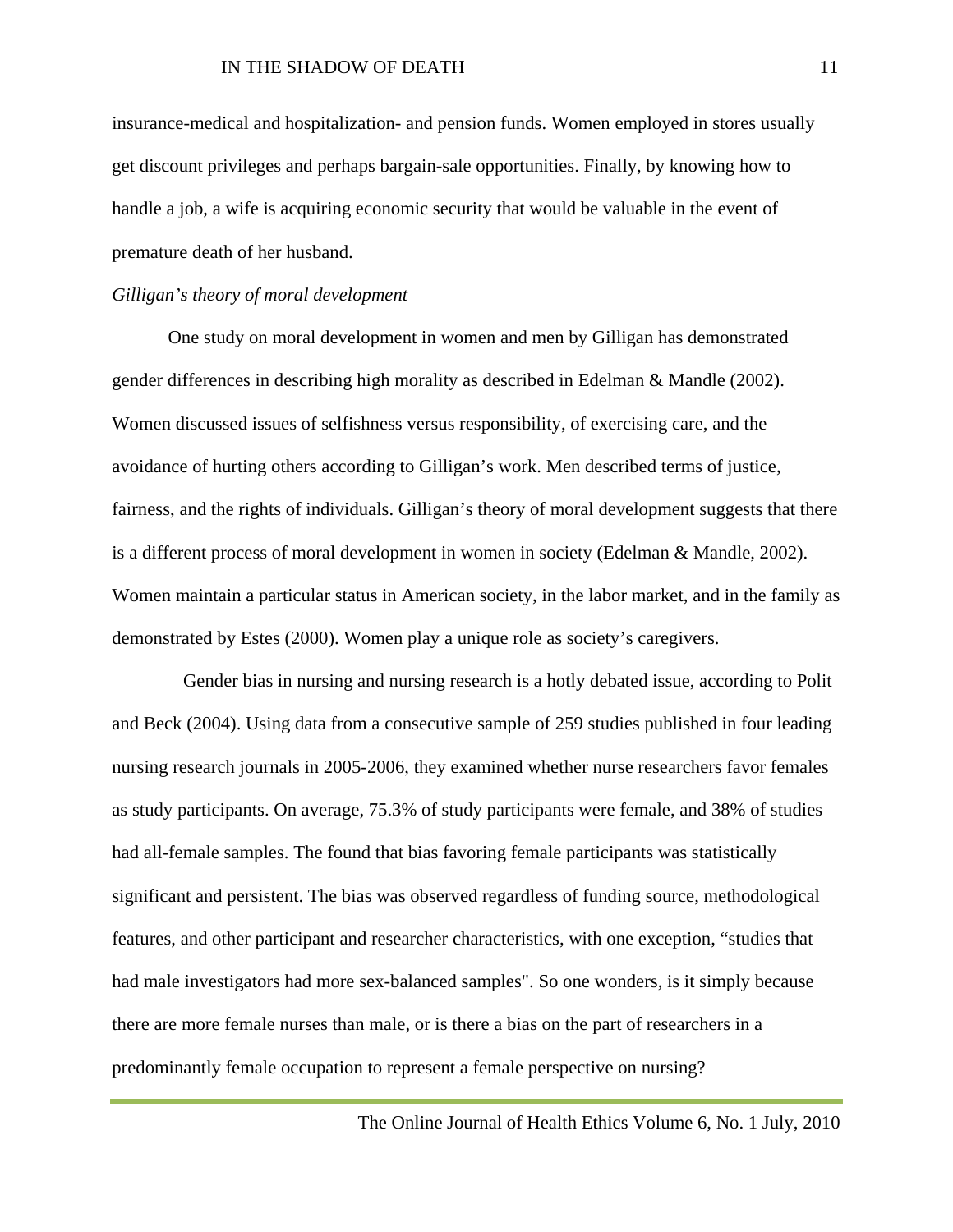insurance-medical and hospitalization- and pension funds. Women employed in stores usually get discount privileges and perhaps bargain-sale opportunities. Finally, by knowing how to handle a job, a wife is acquiring economic security that would be valuable in the event of premature death of her husband.

*Gilligan's theory of moral development*

One study on moral development in women and men by Gilligan has demonstrated gender differences in describing high morality as described in Edelman & Mandle (2002). Women discussed issues of selfishness versus responsibility, of exercising care, and the avoidance of hurting others according to Gilligan's work. Men described terms of justice, fairness, and the rights of individuals. Gilligan's theory of moral development suggests that there is a different process of moral development in women in society (Edelman & Mandle, 2002). Women maintain a particular status in American society, in the labor market, and in the family as demonstrated by Estes (2000). Women play a unique role as society's caregivers.

Gender bias in nursing and nursing research is a hotly debated issue, according to Polit and Beck (2004). Using data from a consecutive sample of 259 studies published in four leading nursing research journals in 2005-2006, they examined whether nurse researchers favor females as study participants. On average, 75.3% of study participants were female, and 38% of studies had all-female samples. The found that bias favoring female participants was statistically significant and persistent. The bias was observed regardless of funding source, methodological features, and other participant and researcher characteristics, with one exception, "studies that had male investigators had more sex-balanced samples". So one wonders, is it simply because there are more female nurses than male, or is there a bias on the part of researchers in a predominantly female occupation to represent a female perspective on nursing?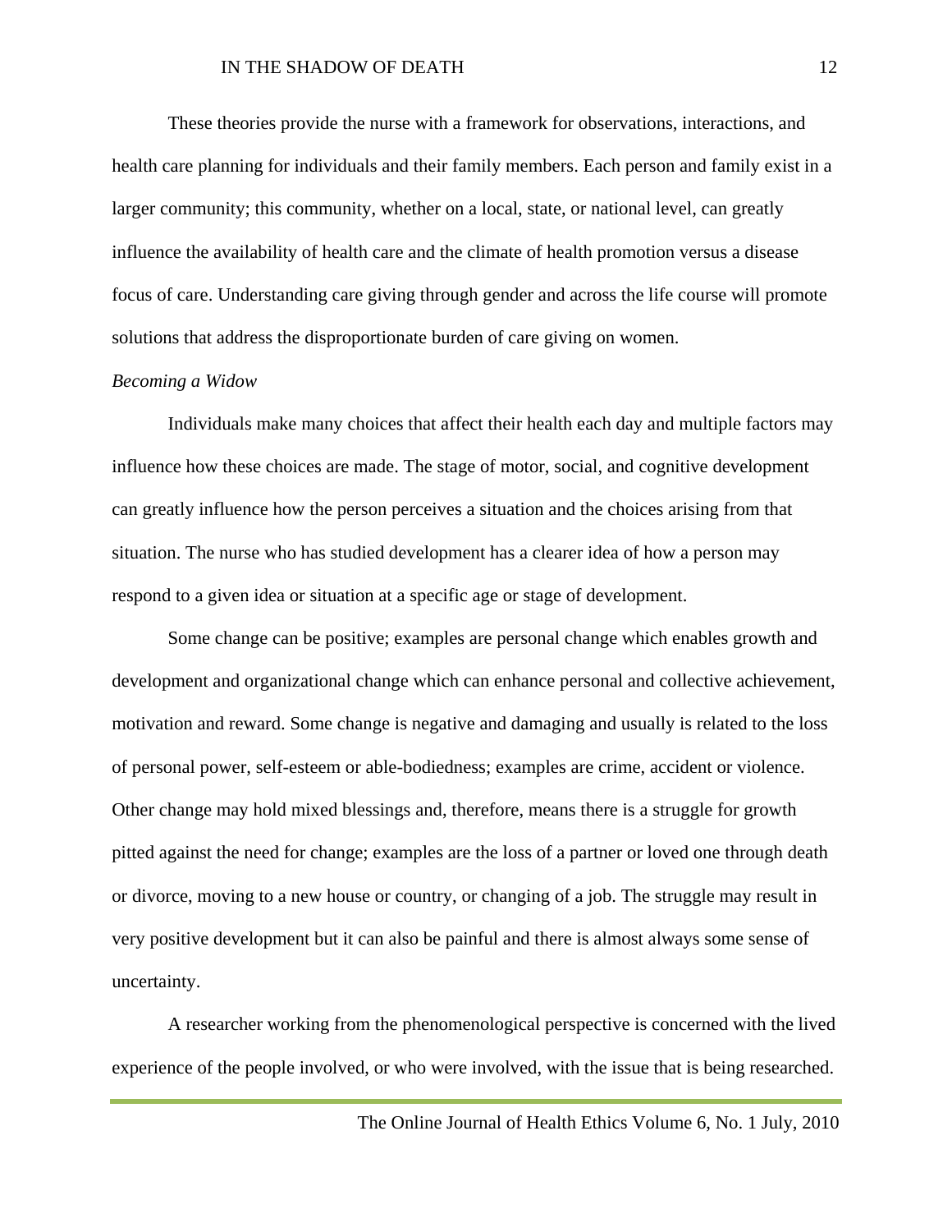These theories provide the nurse with a framework for observations, interactions, and health care planning for individuals and their family members. Each person and family exist in a larger community; this community, whether on a local, state, or national level, can greatly influence the availability of health care and the climate of health promotion versus a disease focus of care. Understanding care giving through gender and across the life course will promote solutions that address the disproportionate burden of care giving on women.

*Becoming a Widow*

Individuals make many choices that affect their health each day and multiple factors may influence how these choices are made. The stage of motor, social, and cognitive development can greatly influence how the person perceives a situation and the choices arising from that situation. The nurse who has studied development has a clearer idea of how a person may respond to a given idea or situation at a specific age or stage of development.

Some change can be positive; examples are personal change which enables growth and development and organizational change which can enhance personal and collective achievement, motivation and reward. Some change is negative and damaging and usually is related to the loss of personal power, self-esteem or able-bodiedness; examples are crime, accident or violence. Other change may hold mixed blessings and, therefore, means there is a struggle for growth pitted against the need for change; examples are the loss of a partner or loved one through death or divorce, moving to a new house or country, or changing of a job. The struggle may result in very positive development but it can also be painful and there is almost always some sense of uncertainty.

A researcher working from the phenomenological perspective is concerned with the lived experience of the people involved, or who were involved, with the issue that is being researched.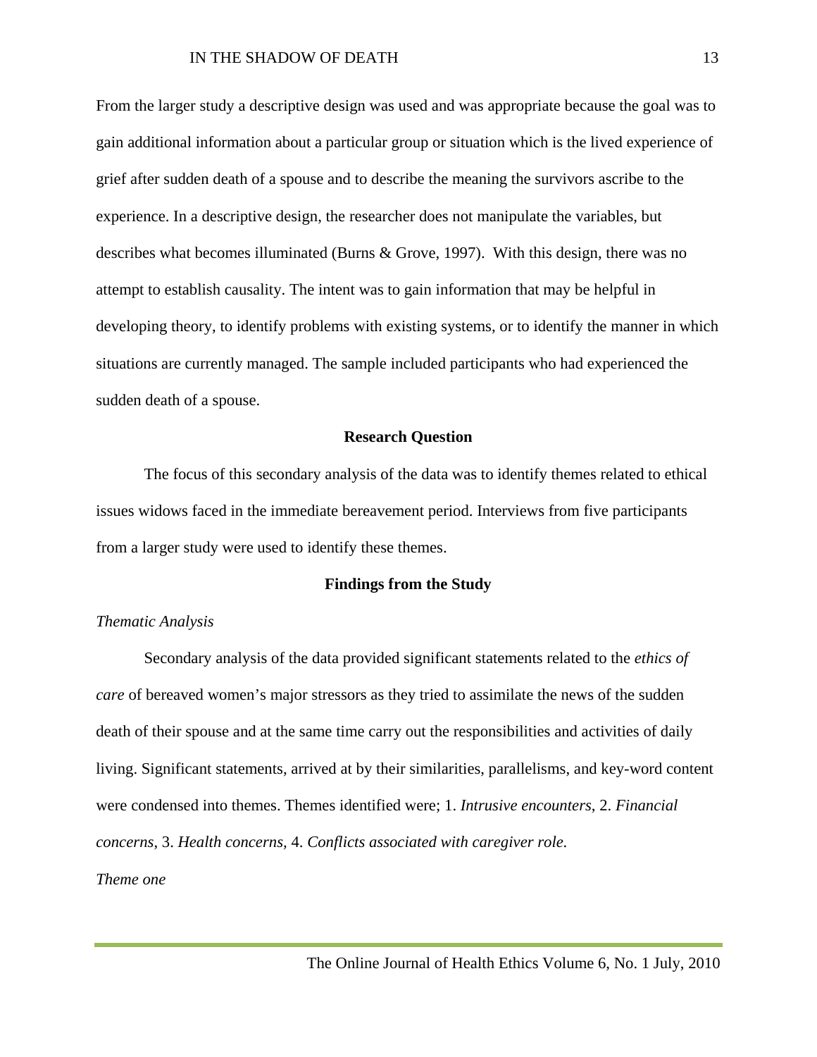From the larger study a descriptive design was used and was appropriate because the goal was to gain additional information about a particular group or situation which is the lived experience of grief after sudden death of a spouse and to describe the meaning the survivors ascribe to the experience. In a descriptive design, the researcher does not manipulate the variables, but describes what becomes illuminated (Burns & Grove, 1997). With this design, there was no attempt to establish causality. The intent was to gain information that may be helpful in developing theory, to identify problems with existing systems, or to identify the manner in which situations are currently managed. The sample included participants who had experienced the sudden death of a spouse.

## Research Question

The focus of this secondary analysis of the data was to identify themes related to ethical issues widows faced in the immediate bereavement period. Interviews from five participants from a larger study were used to identify these themes.

## Findings from the Study

*Thematic Analysis*

Secondary analysis of the data provided significant statements related to the *ethics of care* of bereaved women's major stressors as they tried to assimilate the news of the sudden death of their spouse and at the same time carry out the responsibilities and activities of daily living. Significant statements, arrived at by their similarities, parallelisms, and key-word content were condensed into themes. Themes identified were; 1. *Intrusive encounters*, 2. *Financial concerns*, 3. *Health concerns*, 4. *Conflicts associated with caregiver role.*

*Theme one*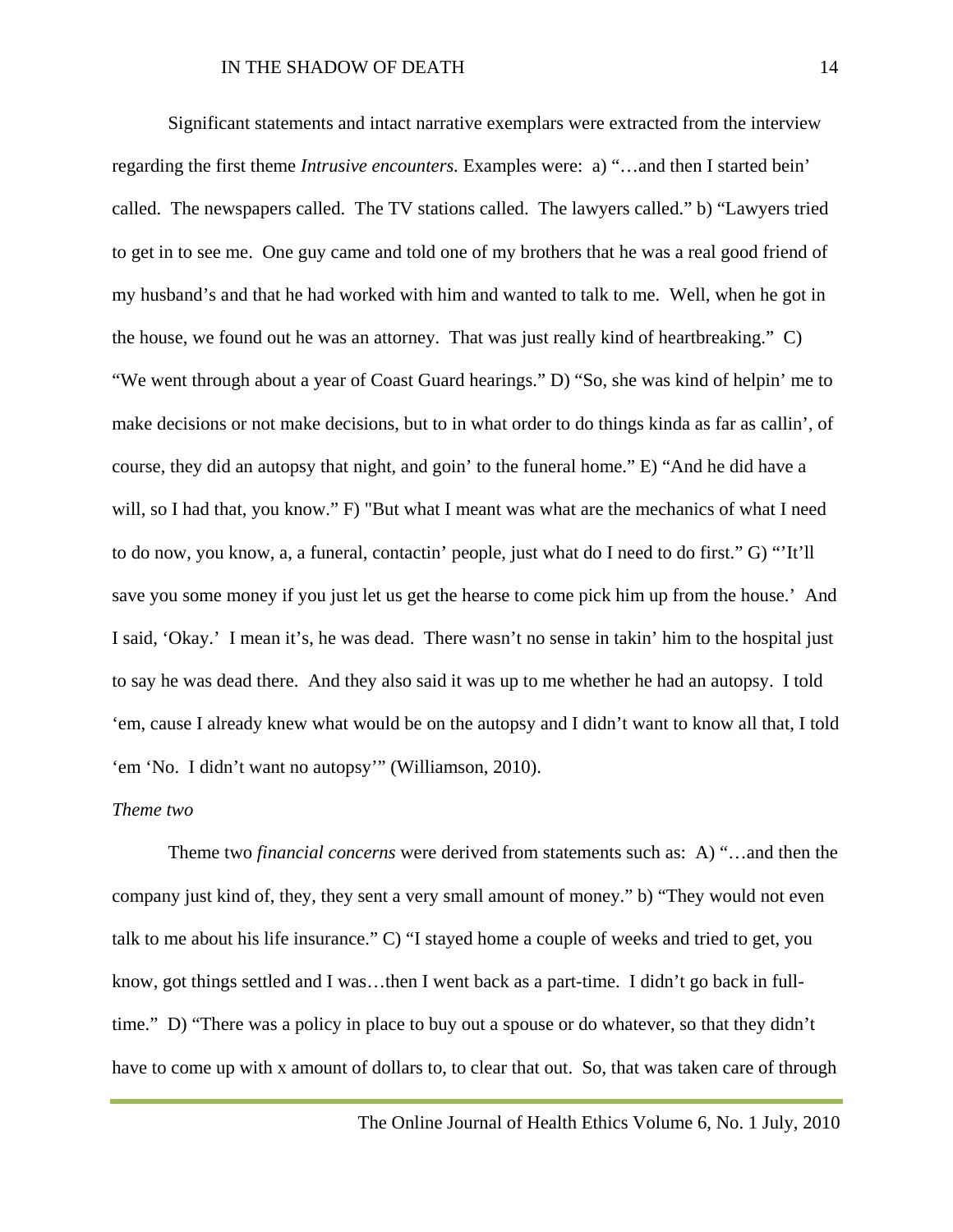Significant statements and intact narrative exemplars were extracted from the interview regarding the first theme *Intrusive encounters.* Examples were: a) "…and then I started bein' called. The newspapers called. The TV stations called. The lawyers called." b) "Lawyers tried to get in to see me. One guy came and told one of my brothers that he was a real good friend of my husband's and that he had worked with him and wanted to talk to me. Well, when he got in the house, we found out he was an attorney. That was just really kind of heartbreaking." C) "We went through about a year of Coast Guard hearings." D) "So, she was kind of helpin' me to make decisions or not make decisions, but to in what order to do things kinda as far as callin', of course, they did an autopsy that night, and goin' to the funeral home." E) "And he did have a will, so I had that, you know." F) "But what I meant was what are the mechanics of what I need to do now, you know, a, a funeral, contactin' people, just what do I need to do first." G) "'It'll save you some money if you just let us get the hearse to come pick him up from the house.' And I said, 'Okay.' I mean it's, he was dead. There wasn't no sense in takin' him to the hospital just to say he was dead there. And they also said it was up to me whether he had an autopsy. I told 'em, cause I already knew what would be on the autopsy and I didn't want to know all that, I told 'em 'No. I didn't want no autopsy'" (Williamson, 2010).

*Theme two*

Theme two *financial concerns* were derived from statements such as: A) "…and then the company just kind of, they, they sent a very small amount of money." b) "They would not even talk to me about his life insurance." C) "I stayed home a couple of weeks and tried to get, you know, got things settled and I was…then I went back as a part-time. I didn't go back in full-time." D) "There was a policy in place to buy out a spouse or do whatever, so that they didn't have to come up with x amount of dollars to, to clear that out. So, that was taken care of through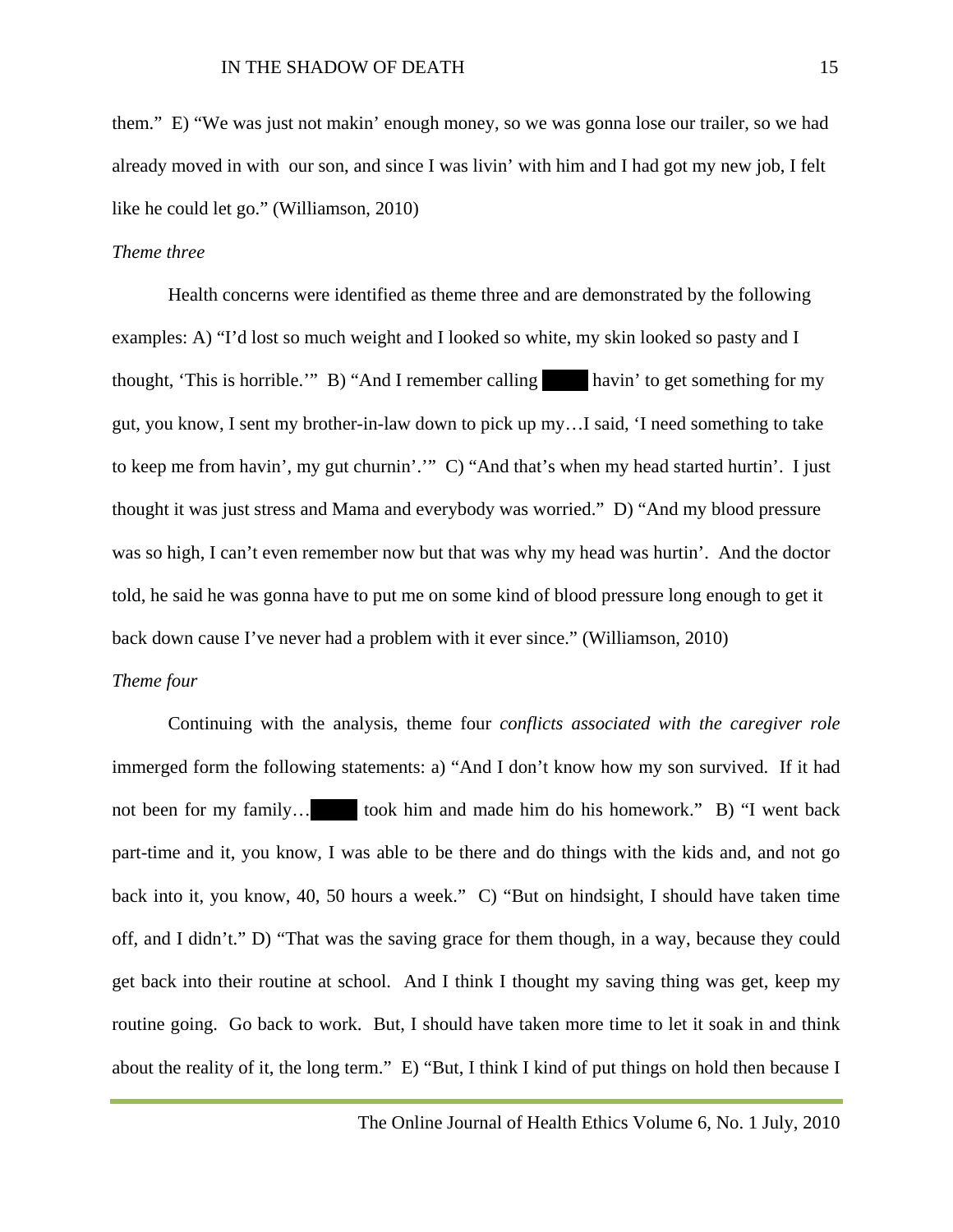them." E) "We was just not makin' enough money, so we was gonna lose our trailer, so we had already moved in with our son, and since I was livin' with him and I had got my new job, I felt like he could let go." (Williamson, 2010)

*Theme three*

Health concerns were identified as theme three and are demonstrated by the following examples: A) "I'd lost so much weight and I looked so white, my skin looked so pasty and I thought, 'This is horrible.'" B) "And I remember calling ████ havin' to get something for my gut, you know, I sent my brother-in-law down to pick up my…I said, 'I need something to take to keep me from havin', my gut churnin'.'" C) "And that's when my head started hurtin'. I just thought it was just stress and Mama and everybody was worried." D) "And my blood pressure was so high, I can't even remember now but that was why my head was hurtin'. And the doctor told, he said he was gonna have to put me on some kind of blood pressure long enough to get it back down cause I've never had a problem with it ever since." (Williamson, 2010)

*Theme four*

Continuing with the analysis, theme four *conflicts associated with the caregiver role* immerged form the following statements: a) "And I don't know how my son survived. If it had not been for my family…████ took him and made him do his homework." B) "I went back part-time and it, you know, I was able to be there and do things with the kids and, and not go back into it, you know, 40, 50 hours a week." C) "But on hindsight, I should have taken time off, and I didn't." D) "That was the saving grace for them though, in a way, because they could get back into their routine at school. And I think I thought my saving thing was get, keep my routine going. Go back to work. But, I should have taken more time to let it soak in and think about the reality of it, the long term." E) "But, I think I kind of put things on hold then because I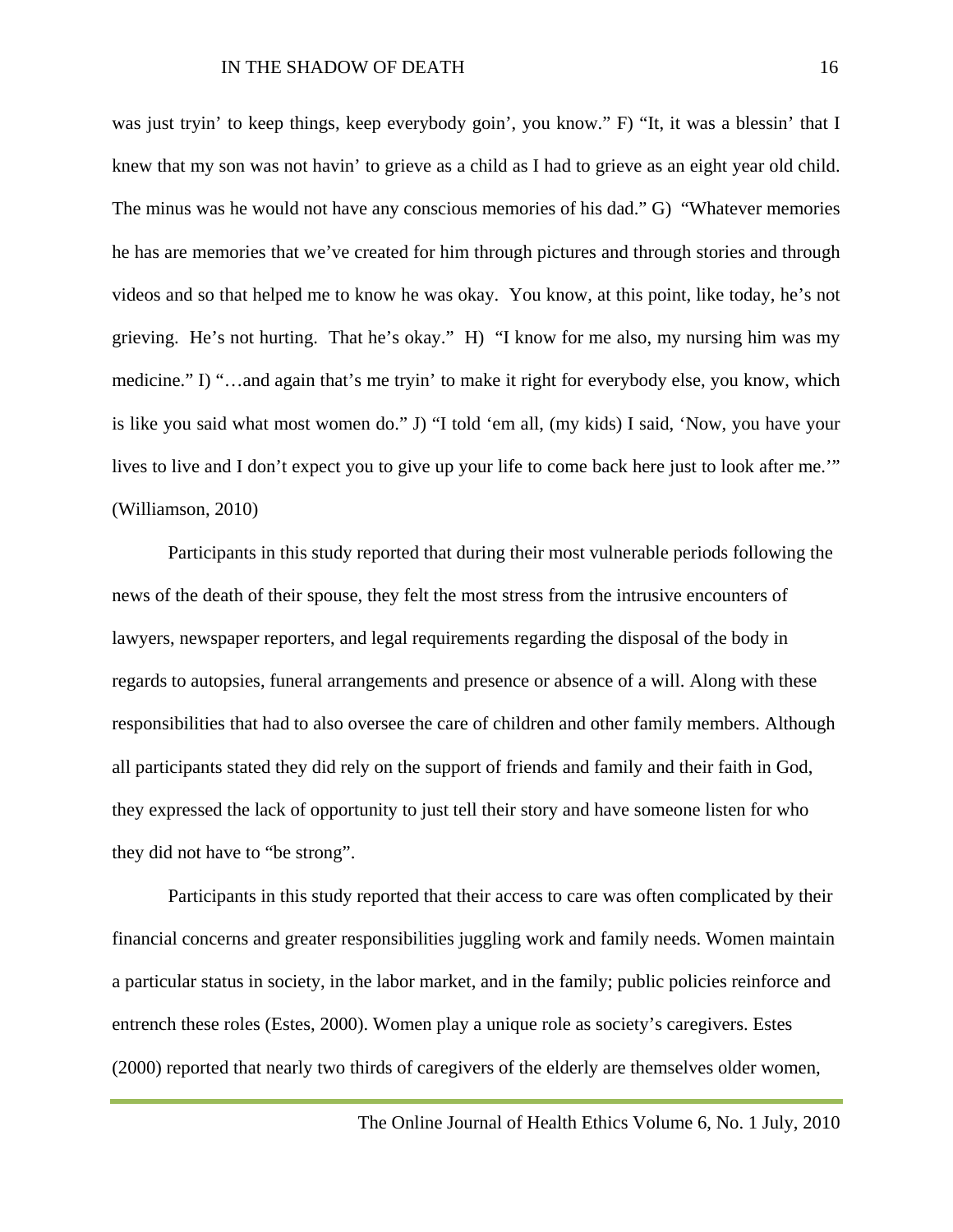was just tryin' to keep things, keep everybody goin', you know." F) "It, it was a blessin' that I knew that my son was not havin' to grieve as a child as I had to grieve as an eight year old child. The minus was he would not have any conscious memories of his dad." G) "Whatever memories he has are memories that we've created for him through pictures and through stories and through videos and so that helped me to know he was okay. You know, at this point, like today, he's not grieving. He's not hurting. That he's okay." H) "I know for me also, my nursing him was my medicine." I) "…and again that's me tryin' to make it right for everybody else, you know, which is like you said what most women do." J) "I told 'em all, (my kids) I said, 'Now, you have your lives to live and I don't expect you to give up your life to come back here just to look after me.'" (Williamson, 2010)

Participants in this study reported that during their most vulnerable periods following the news of the death of their spouse, they felt the most stress from the intrusive encounters of lawyers, newspaper reporters, and legal requirements regarding the disposal of the body in regards to autopsies, funeral arrangements and presence or absence of a will. Along with these responsibilities that had to also oversee the care of children and other family members. Although all participants stated they did rely on the support of friends and family and their faith in God, they expressed the lack of opportunity to just tell their story and have someone listen for who they did not have to "be strong".

Participants in this study reported that their access to care was often complicated by their financial concerns and greater responsibilities juggling work and family needs. Women maintain a particular status in society, in the labor market, and in the family; public policies reinforce and entrench these roles (Estes, 2000). Women play a unique role as society's caregivers. Estes (2000) reported that nearly two thirds of caregivers of the elderly are themselves older women,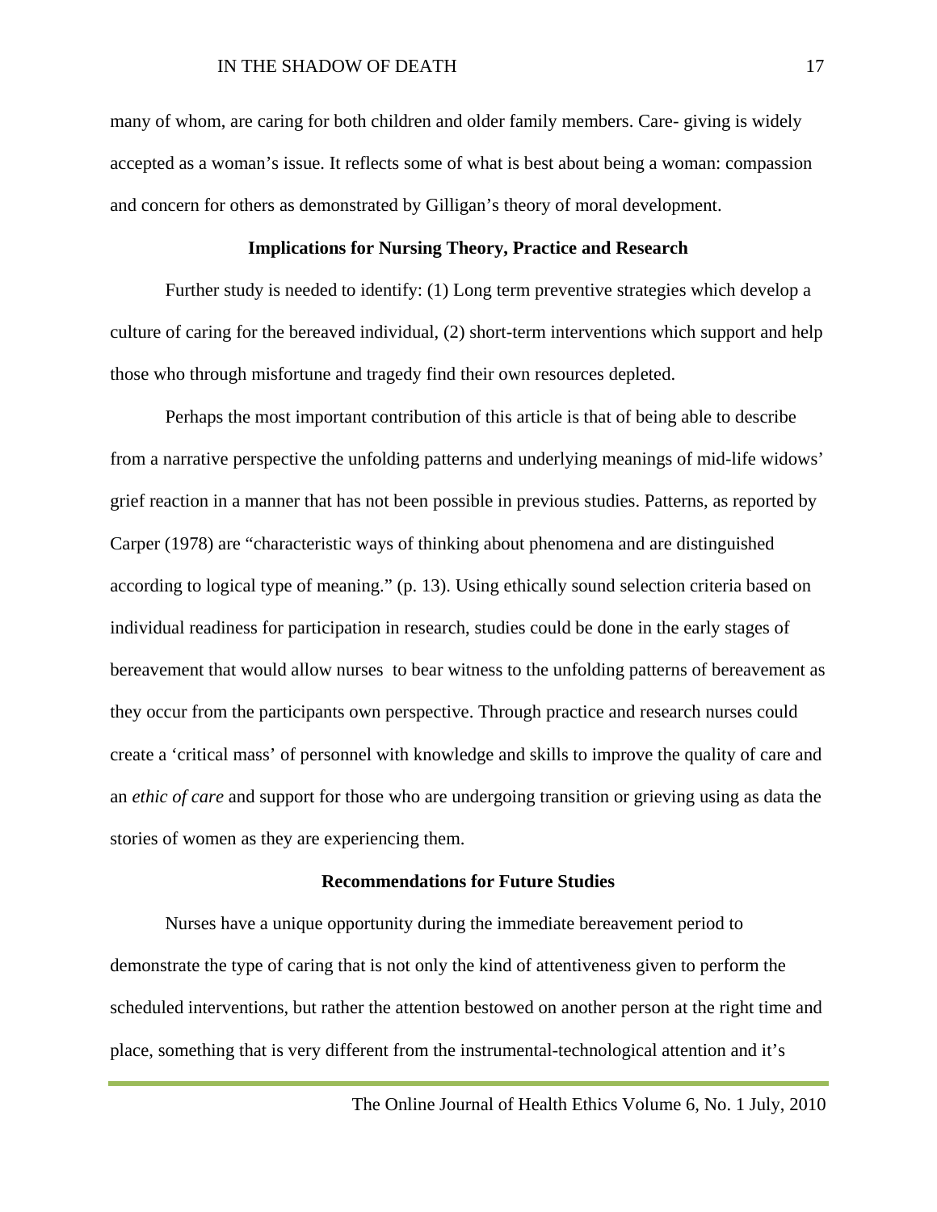many of whom, are caring for both children and older family members. Care- giving is widely accepted as a woman's issue. It reflects some of what is best about being a woman: compassion and concern for others as demonstrated by Gilligan's theory of moral development.

## Implications for Nursing Theory, Practice and Research

Further study is needed to identify: (1) Long term preventive strategies which develop a culture of caring for the bereaved individual, (2) short-term interventions which support and help those who through misfortune and tragedy find their own resources depleted.

Perhaps the most important contribution of this article is that of being able to describe from a narrative perspective the unfolding patterns and underlying meanings of mid-life widows' grief reaction in a manner that has not been possible in previous studies. Patterns, as reported by Carper (1978) are "characteristic ways of thinking about phenomena and are distinguished according to logical type of meaning." (p. 13). Using ethically sound selection criteria based on individual readiness for participation in research, studies could be done in the early stages of bereavement that would allow nurses to bear witness to the unfolding patterns of bereavement as they occur from the participants own perspective. Through practice and research nurses could create a 'critical mass' of personnel with knowledge and skills to improve the quality of care and an *ethic of care* and support for those who are undergoing transition or grieving using as data the stories of women as they are experiencing them.

## Recommendations for Future Studies

Nurses have a unique opportunity during the immediate bereavement period to demonstrate the type of caring that is not only the kind of attentiveness given to perform the scheduled interventions, but rather the attention bestowed on another person at the right time and place, something that is very different from the instrumental-technological attention and it's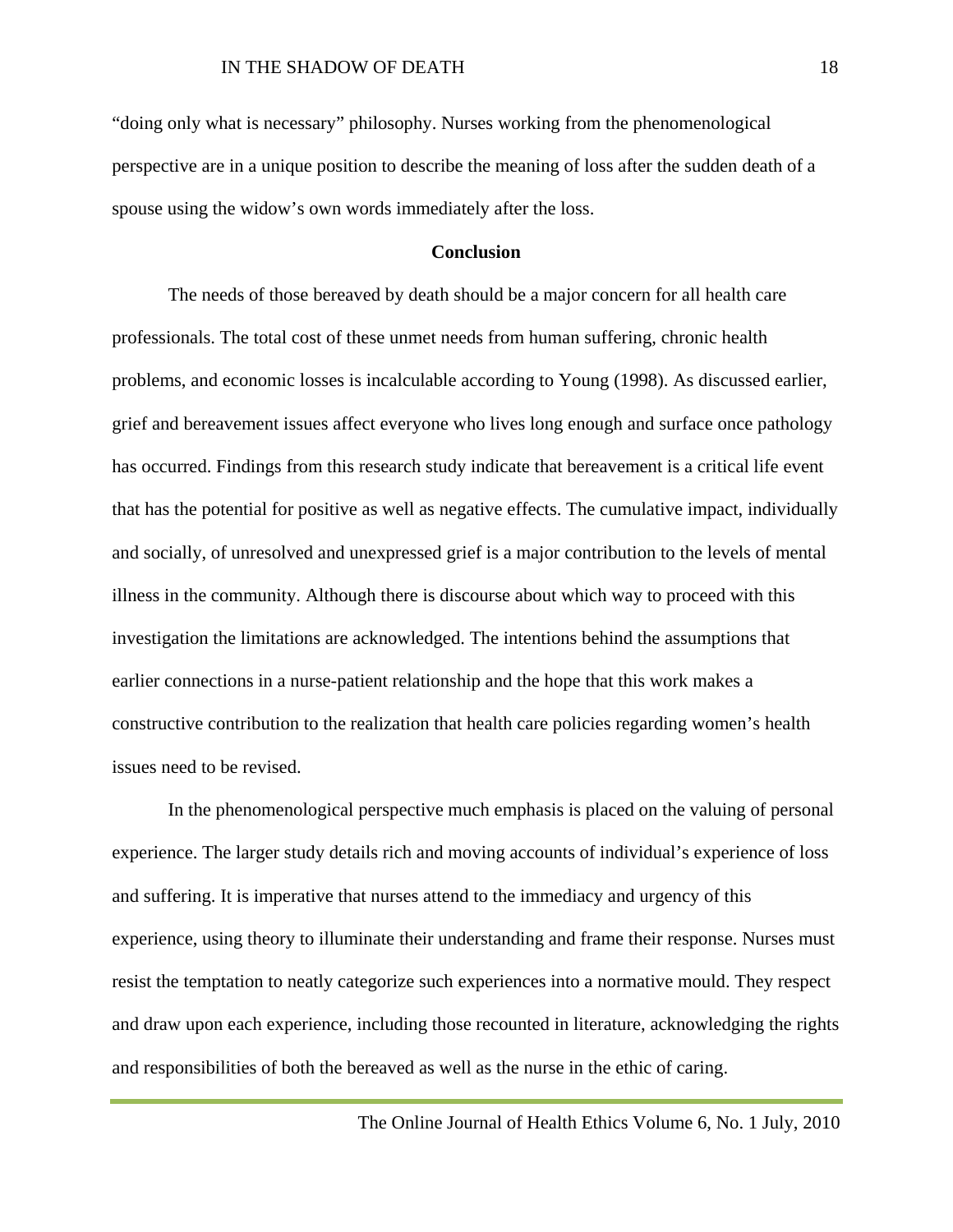"doing only what is necessary" philosophy. Nurses working from the phenomenological perspective are in a unique position to describe the meaning of loss after the sudden death of a spouse using the widow's own words immediately after the loss.

## Conclusion

The needs of those bereaved by death should be a major concern for all health care professionals. The total cost of these unmet needs from human suffering, chronic health problems, and economic losses is incalculable according to Young (1998). As discussed earlier, grief and bereavement issues affect everyone who lives long enough and surface once pathology has occurred. Findings from this research study indicate that bereavement is a critical life event that has the potential for positive as well as negative effects. The cumulative impact, individually and socially, of unresolved and unexpressed grief is a major contribution to the levels of mental illness in the community. Although there is discourse about which way to proceed with this investigation the limitations are acknowledged. The intentions behind the assumptions that earlier connections in a nurse-patient relationship and the hope that this work makes a constructive contribution to the realization that health care policies regarding women's health issues need to be revised.

In the phenomenological perspective much emphasis is placed on the valuing of personal experience. The larger study details rich and moving accounts of individual's experience of loss and suffering. It is imperative that nurses attend to the immediacy and urgency of this experience, using theory to illuminate their understanding and frame their response. Nurses must resist the temptation to neatly categorize such experiences into a normative mould. They respect and draw upon each experience, including those recounted in literature, acknowledging the rights and responsibilities of both the bereaved as well as the nurse in the ethic of caring.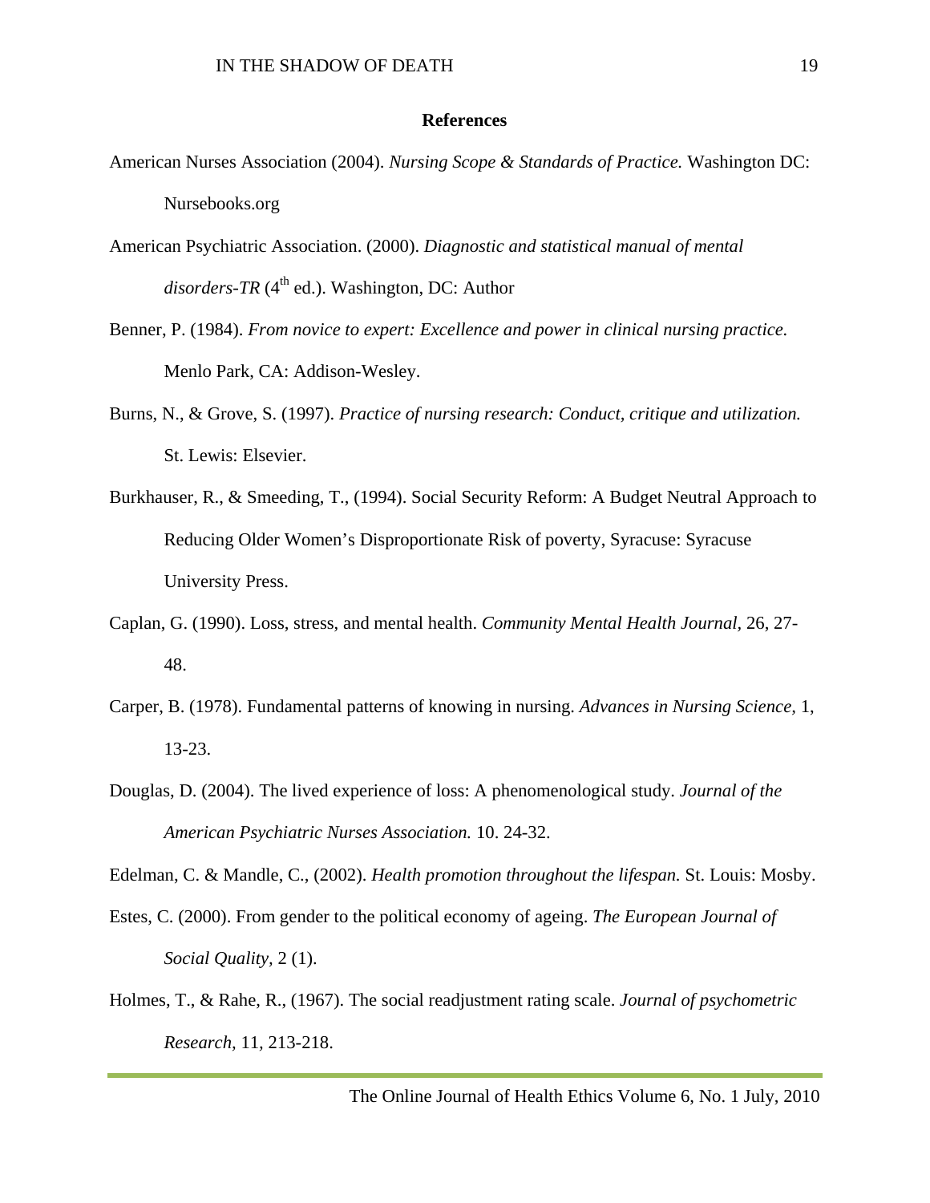## References

American Nurses Association (2004). *Nursing Scope & Standards of Practice.* Washington DC: Nursebooks.org

American Psychiatric Association. (2000). *Diagnostic and statistical manual of mental disorders-TR* (4th ed.). Washington, DC: Author

Benner, P. (1984). *From novice to expert: Excellence and power in clinical nursing practice.* Menlo Park, CA: Addison-Wesley.

Burns, N., & Grove, S. (1997). *Practice of nursing research: Conduct, critique and utilization.* St. Lewis: Elsevier.

Burkhauser, R., & Smeeding, T., (1994). Social Security Reform: A Budget Neutral Approach to Reducing Older Women's Disproportionate Risk of poverty, Syracuse: Syracuse University Press.

Caplan, G. (1990). Loss, stress, and mental health. *Community Mental Health Journal*, 26, 27-48.

Carper, B. (1978). Fundamental patterns of knowing in nursing. *Advances in Nursing Science,* 1, 13-23.

Douglas, D. (2004). The lived experience of loss: A phenomenological study. *Journal of the American Psychiatric Nurses Association.* 10. 24-32.

Edelman, C. & Mandle, C., (2002). *Health promotion throughout the lifespan.* St. Louis: Mosby.

Estes, C. (2000). From gender to the political economy of ageing. *The European Journal of Social Quality,* 2 (1).

Holmes, T., & Rahe, R., (1967). The social readjustment rating scale. *Journal of psychometric Research,* 11, 213-218.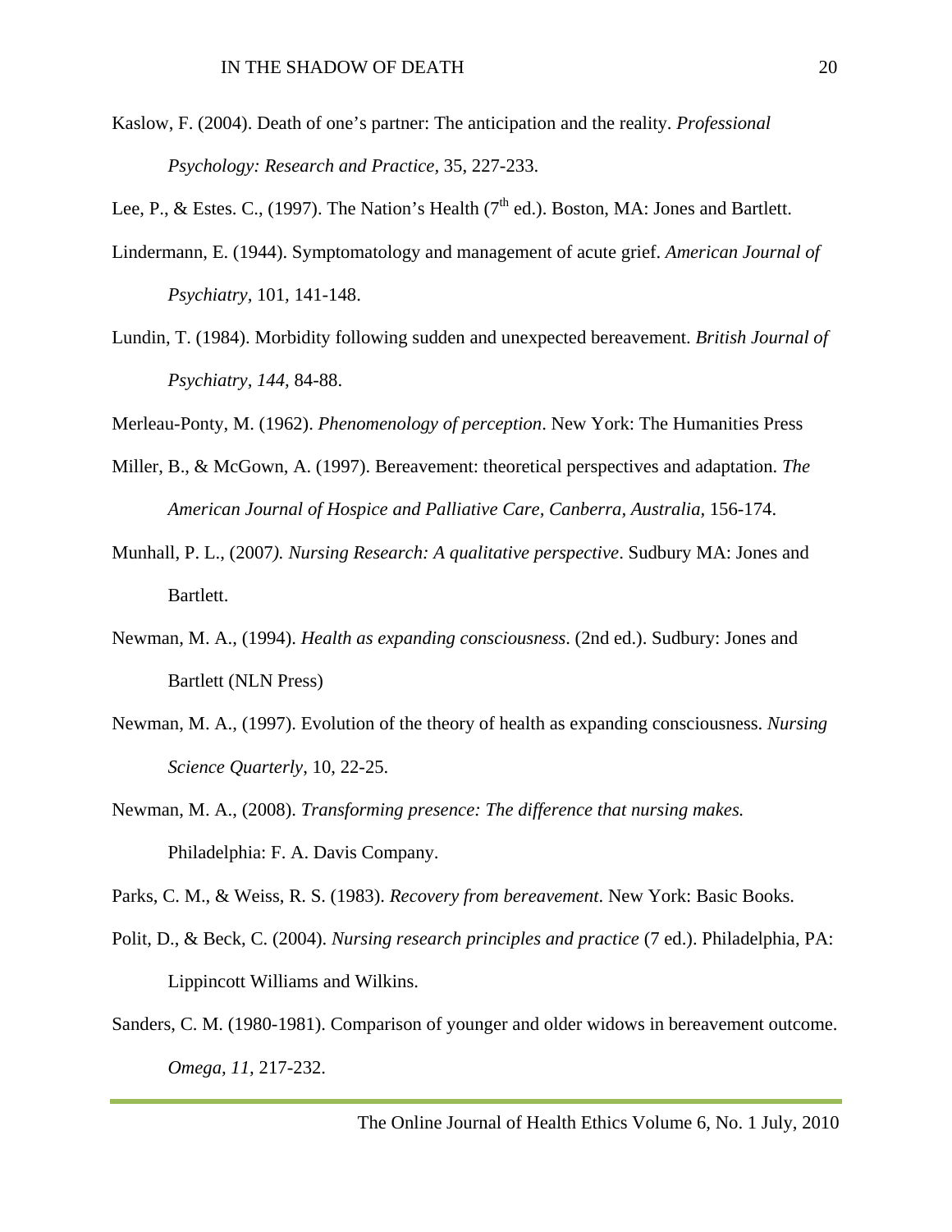Kaslow, F. (2004). Death of one's partner: The anticipation and the reality. *Professional Psychology: Research and Practice*, 35, 227-233.

Lee, P., & Estes. C., (1997). The Nation's Health (7th ed.). Boston, MA: Jones and Bartlett.

Lindermann, E. (1944). Symptomatology and management of acute grief. *American Journal of Psychiatry*, 101, 141-148.

Lundin, T. (1984). Morbidity following sudden and unexpected bereavement. *British Journal of Psychiatry, 144,* 84-88.

Merleau-Ponty, M. (1962). *Phenomenology of perception*. New York: The Humanities Press

Miller, B., & McGown, A. (1997). Bereavement: theoretical perspectives and adaptation. *The American Journal of Hospice and Palliative Care, Canberra, Australia*, 156-174.

Munhall, P. L., (2007*). Nursing Research: A qualitative perspective*. Sudbury MA: Jones and Bartlett.

Newman, M. A., (1994). *Health as expanding consciousness*. (2nd ed.). Sudbury: Jones and Bartlett (NLN Press)

Newman, M. A., (1997). Evolution of the theory of health as expanding consciousness. *Nursing Science Quarterly*, 10, 22-25.

Newman, M. A., (2008). *Transforming presence: The difference that nursing makes.* Philadelphia: F. A. Davis Company.

Parks, C. M., & Weiss, R. S. (1983). *Recovery from bereavement*. New York: Basic Books.

Polit, D., & Beck, C. (2004). *Nursing research principles and practice* (7 ed.). Philadelphia, PA: Lippincott Williams and Wilkins.

Sanders, C. M. (1980-1981). Comparison of younger and older widows in bereavement outcome. *Omega, 11,* 217-232.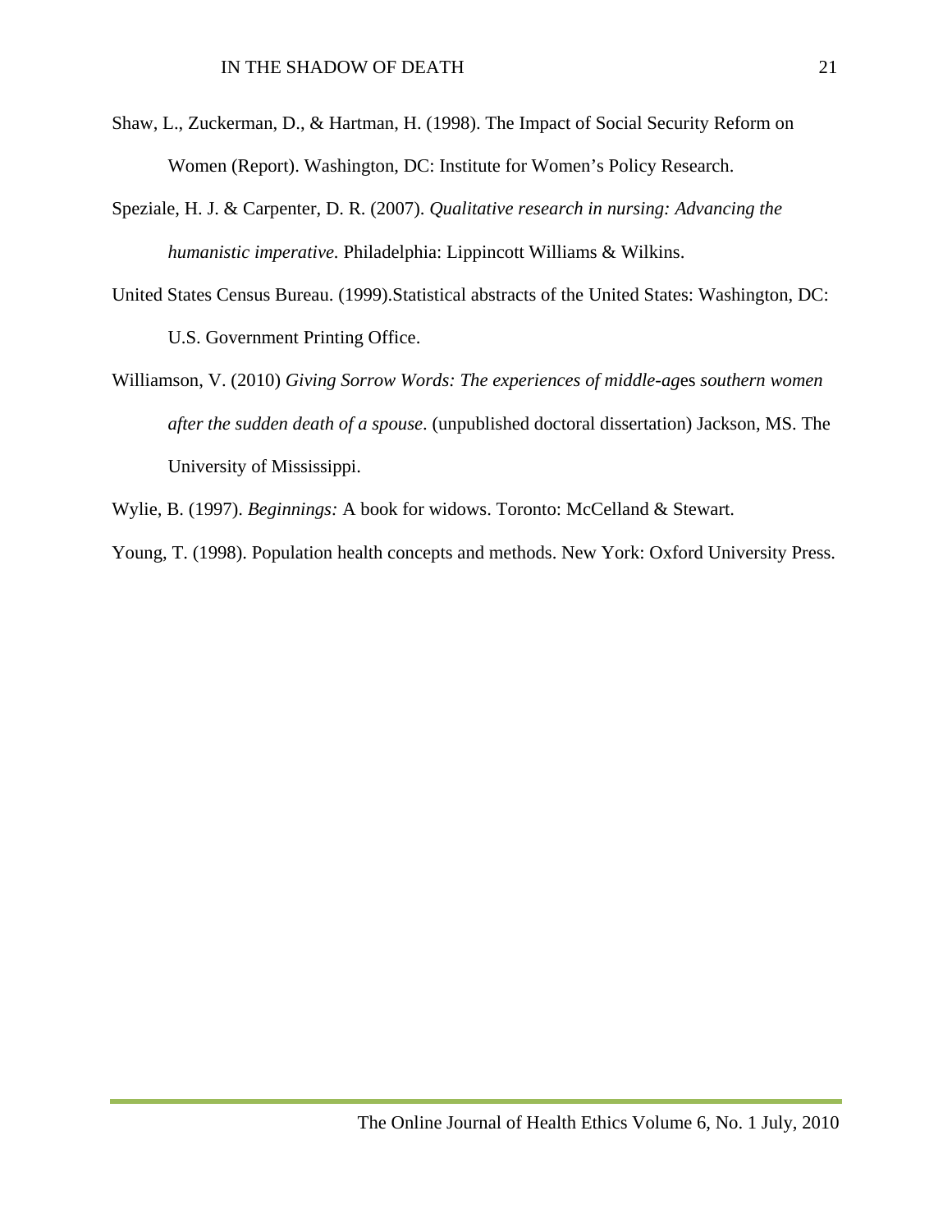Shaw, L., Zuckerman, D., & Hartman, H. (1998). The Impact of Social Security Reform on Women (Report). Washington, DC: Institute for Women's Policy Research.

Speziale, H. J. & Carpenter, D. R. (2007). *Qualitative research in nursing: Advancing the humanistic imperative.* Philadelphia: Lippincott Williams & Wilkins.

United States Census Bureau. (1999).Statistical abstracts of the United States: Washington, DC: U.S. Government Printing Office.

Williamson, V. (2010) *Giving Sorrow Words: The experiences of middle-ag*es *southern women after the sudden death of a spouse*. (unpublished doctoral dissertation) Jackson, MS. The University of Mississippi.

Wylie, B. (1997). *Beginnings:* A book for widows. Toronto: McCelland & Stewart.

Young, T. (1998). Population health concepts and methods. New York: Oxford University Press.